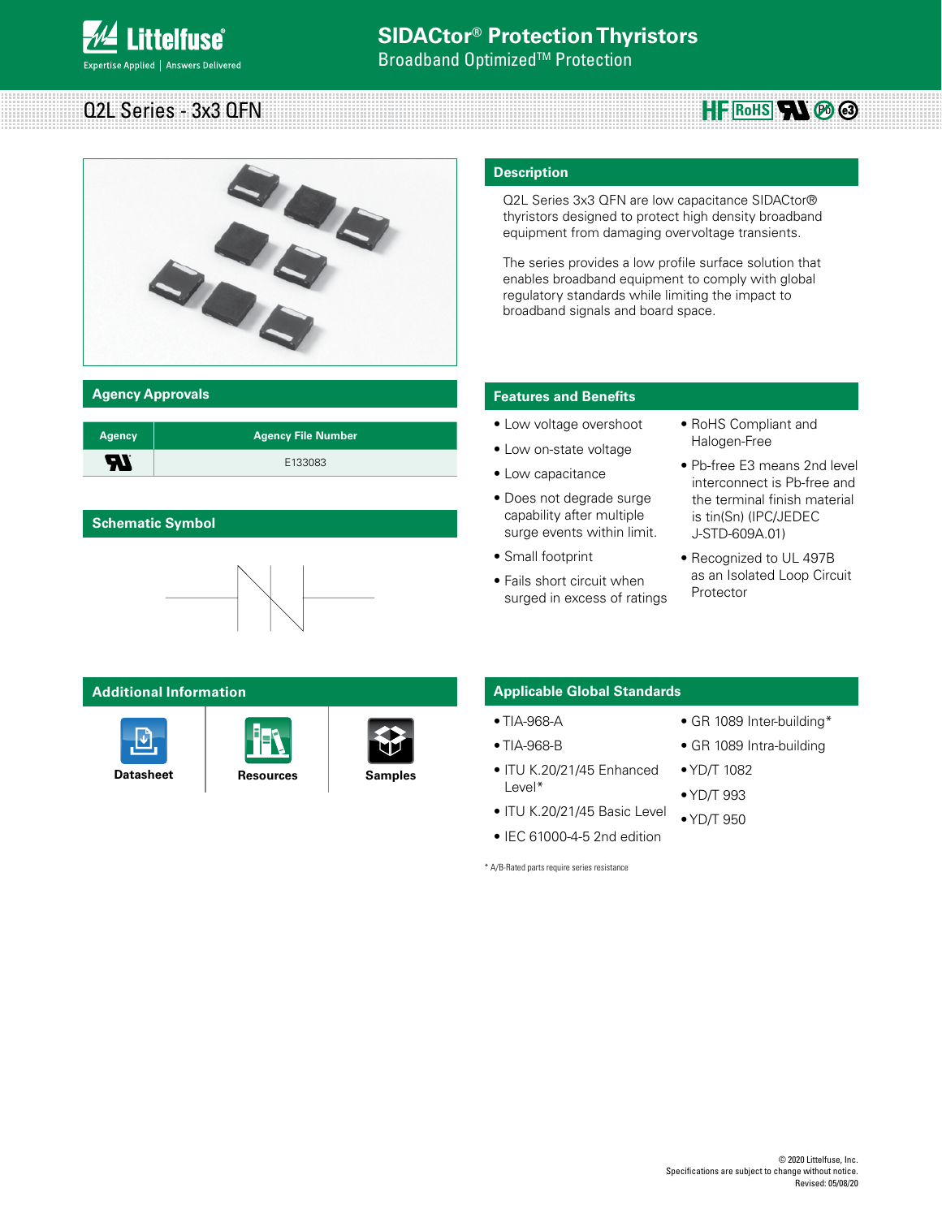# SIDACtor® Protection Thyristors

Broadband Optimized™ Protection

## Q2L Series - 3x3 QFN

## Description

Q2L Series 3x3 QFN are low capacitance SIDACtor® thyristors designed to protect high density broadband equipment from damaging overvoltage transients.

The series provides a low profile surface solution that enables broadband equipment to comply with global regulatory standards while limiting the impact to broadband signals and board space.

## Agency Approvals

| Agency | Agency File Number |
|---|---|
| UL | E133083 |

## Schematic Symbol

## Features and Benefits

- Low voltage overshoot
- Low on-state voltage
- Low capacitance
- Does not degrade surge capability after multiple surge events within limit.
- Small footprint
- Fails short circuit when surged in excess of ratings
- RoHS Compliant and Halogen-Free
- Pb-free E3 means 2nd level interconnect is Pb-free and the terminal finish material is tin(Sn) (IPC/JEDEC J-STD-609A.01)
- Recognized to UL 497B as an Isolated Loop Circuit Protector

## Additional Information

Datasheet | Resources | Samples

## Applicable Global Standards

- TIA-968-A
- TIA-968-B
- ITU K.20/21/45 Enhanced Level*
- ITU K.20/21/45 Basic Level
- IEC 61000-4-5 2nd edition
- GR 1089 Inter-building*
- GR 1089 Intra-building
- YD/T 1082
- YD/T 993
- YD/T 950

* A/B-Rated parts require series resistance

© 2020 Littelfuse, Inc.
Specifications are subject to change without notice.
Revised: 05/08/20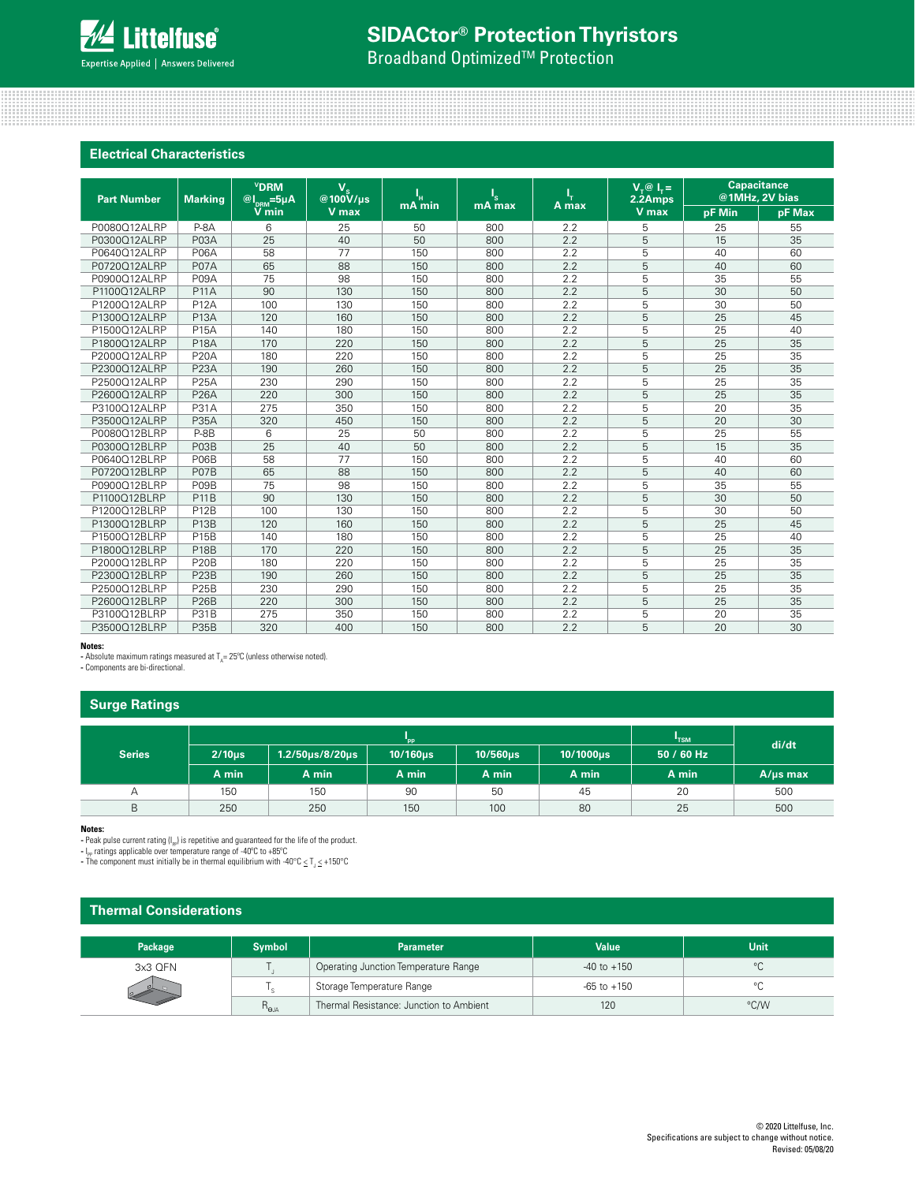## Electrical Characteristics

| Part Number | Marking | $V_{DRM}$ @$I_{DRM}$=5μA V min | $V_S$ @100V/μs V max | $I_H$ mA min | $I_S$ mA max | $I_T$ A max | $V_T$ @ $I_T$ = 2.2Amps V max | Capacitance @1MHz, 2V bias pF Min | pF Max |
|---|---|---|---|---|---|---|---|---|---|
| P0080Q12ALRP | P-8A | 6 | 25 | 50 | 800 | 2.2 | 5 | 25 | 55 |
| P0300Q12ALRP | P03A | 25 | 40 | 50 | 800 | 2.2 | 5 | 15 | 35 |
| P0640Q12ALRP | P06A | 58 | 77 | 150 | 800 | 2.2 | 5 | 40 | 60 |
| P0720Q12ALRP | P07A | 65 | 88 | 150 | 800 | 2.2 | 5 | 40 | 60 |
| P0900Q12ALRP | P09A | 75 | 98 | 150 | 800 | 2.2 | 5 | 35 | 55 |
| P1100Q12ALRP | P11A | 90 | 130 | 150 | 800 | 2.2 | 5 | 30 | 50 |
| P1200Q12ALRP | P12A | 100 | 130 | 150 | 800 | 2.2 | 5 | 30 | 50 |
| P1300Q12ALRP | P13A | 120 | 160 | 150 | 800 | 2.2 | 5 | 25 | 45 |
| P1500Q12ALRP | P15A | 140 | 180 | 150 | 800 | 2.2 | 5 | 25 | 40 |
| P1800Q12ALRP | P18A | 170 | 220 | 150 | 800 | 2.2 | 5 | 25 | 35 |
| P2000Q12ALRP | P20A | 180 | 220 | 150 | 800 | 2.2 | 5 | 25 | 35 |
| P2300Q12ALRP | P23A | 190 | 260 | 150 | 800 | 2.2 | 5 | 25 | 35 |
| P2500Q12ALRP | P25A | 230 | 290 | 150 | 800 | 2.2 | 5 | 25 | 35 |
| P2600Q12ALRP | P26A | 220 | 300 | 150 | 800 | 2.2 | 5 | 25 | 35 |
| P3100Q12ALRP | P31A | 275 | 350 | 150 | 800 | 2.2 | 5 | 20 | 35 |
| P3500Q12ALRP | P35A | 320 | 450 | 150 | 800 | 2.2 | 5 | 20 | 30 |
| P0080Q12BLRP | P-8B | 6 | 25 | 50 | 800 | 2.2 | 5 | 25 | 55 |
| P0300Q12BLRP | P03B | 25 | 40 | 50 | 800 | 2.2 | 5 | 15 | 35 |
| P0640Q12BLRP | P06B | 58 | 77 | 150 | 800 | 2.2 | 5 | 40 | 60 |
| P0720Q12BLRP | P07B | 65 | 88 | 150 | 800 | 2.2 | 5 | 40 | 60 |
| P0900Q12BLRP | P09B | 75 | 98 | 150 | 800 | 2.2 | 5 | 35 | 55 |
| P1100Q12BLRP | P11B | 90 | 130 | 150 | 800 | 2.2 | 5 | 30 | 50 |
| P1200Q12BLRP | P12B | 100 | 130 | 150 | 800 | 2.2 | 5 | 30 | 50 |
| P1300Q12BLRP | P13B | 120 | 160 | 150 | 800 | 2.2 | 5 | 25 | 45 |
| P1500Q12BLRP | P15B | 140 | 180 | 150 | 800 | 2.2 | 5 | 25 | 40 |
| P1800Q12BLRP | P18B | 170 | 220 | 150 | 800 | 2.2 | 5 | 25 | 35 |
| P2000Q12BLRP | P20B | 180 | 220 | 150 | 800 | 2.2 | 5 | 25 | 35 |
| P2300Q12BLRP | P23B | 190 | 260 | 150 | 800 | 2.2 | 5 | 25 | 35 |
| P2500Q12BLRP | P25B | 230 | 290 | 150 | 800 | 2.2 | 5 | 25 | 35 |
| P2600Q12BLRP | P26B | 220 | 300 | 150 | 800 | 2.2 | 5 | 25 | 35 |
| P3100Q12BLRP | P31B | 275 | 350 | 150 | 800 | 2.2 | 5 | 20 | 35 |
| P3500Q12BLRP | P35B | 320 | 400 | 150 | 800 | 2.2 | 5 | 20 | 30 |

**Notes:**
- Absolute maximum ratings measured at $T_A$= 25°C (unless otherwise noted).
- Components are bi-directional.

## Surge Ratings

| Series | $I_{PP}$ | | | | | $I_{TSM}$ | di/dt |
|---|---|---|---|---|---|---|---|
| | 2/10μs | 1.2/50μs/8/20μs | 10/160μs | 10/560μs | 10/1000μs | 50 / 60 Hz | |
| | A min | A min | A min | A min | A min | A min | A/μs max |
| A | 150 | 150 | 90 | 50 | 45 | 20 | 500 |
| B | 250 | 250 | 150 | 100 | 80 | 25 | 500 |

**Notes:**
- Peak pulse current rating ($I_{PP}$) is repetitive and guaranteed for the life of the product.
- $I_{PP}$ ratings applicable over temperature range of -40°C to +85°C
- The component must initially be in thermal equilibrium with -40°C ≤ $T_J$ ≤ +150°C

## Thermal Considerations

| Package | Symbol | Parameter | Value | Unit |
|---|---|---|---|---|
| 3x3 QFN | $T_J$ | Operating Junction Temperature Range | -40 to +150 | °C |
| | $T_S$ | Storage Temperature Range | -65 to +150 | °C |
| | $R_{\theta JA}$ | Thermal Resistance: Junction to Ambient | 120 | °C/W |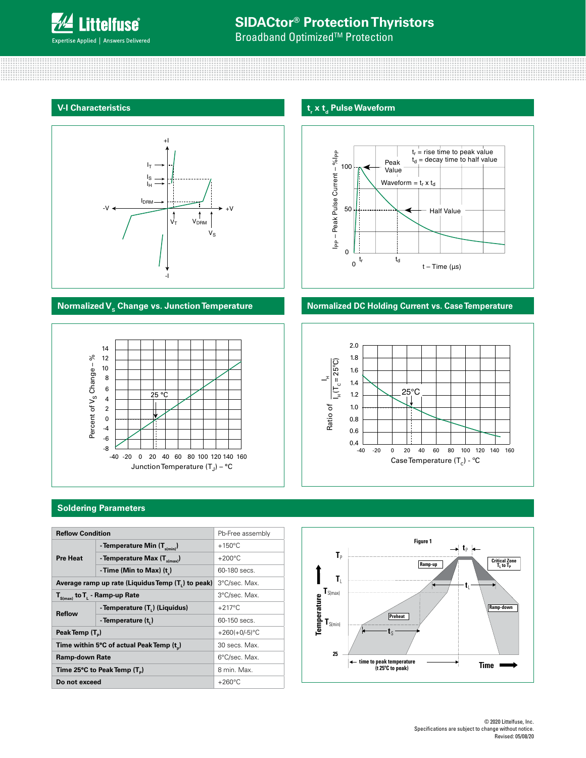## V-I Characteristics

## $t_r$ x $t_d$ Pulse Waveform

## Normalized $V_S$ Change vs. Junction Temperature

## Normalized DC Holding Current vs. Case Temperature

## Soldering Parameters

| Reflow Condition | | Pb-Free assembly |
|---|---|---|
| Pre Heat | - Temperature Min ($T_{s(min)}$) | +150°C |
| | - Temperature Max ($T_{s(max)}$) | +200°C |
| | - Time (Min to Max) ($t_s$) | 60-180 secs. |
| Average ramp up rate (Liquidus Temp ($T_L$) to peak) | | 3°C/sec. Max. |
| $T_{S(max)}$ to $T_L$ - Ramp-up Rate | | 3°C/sec. Max. |
| Reflow | - Temperature ($T_L$) (Liquidus) | +217°C |
| | - Temperature ($t_L$) | 60-150 secs. |
| Peak Temp ($T_P$) | | +260(+0/-5)°C |
| Time within 5°C of actual Peak Temp ($t_p$) | | 30 secs. Max. |
| Ramp-down Rate | | 6°C/sec. Max. |
| Time 25°C to Peak Temp ($T_P$) | | 8 min. Max. |
| Do not exceed | | +260°C |

Figure 1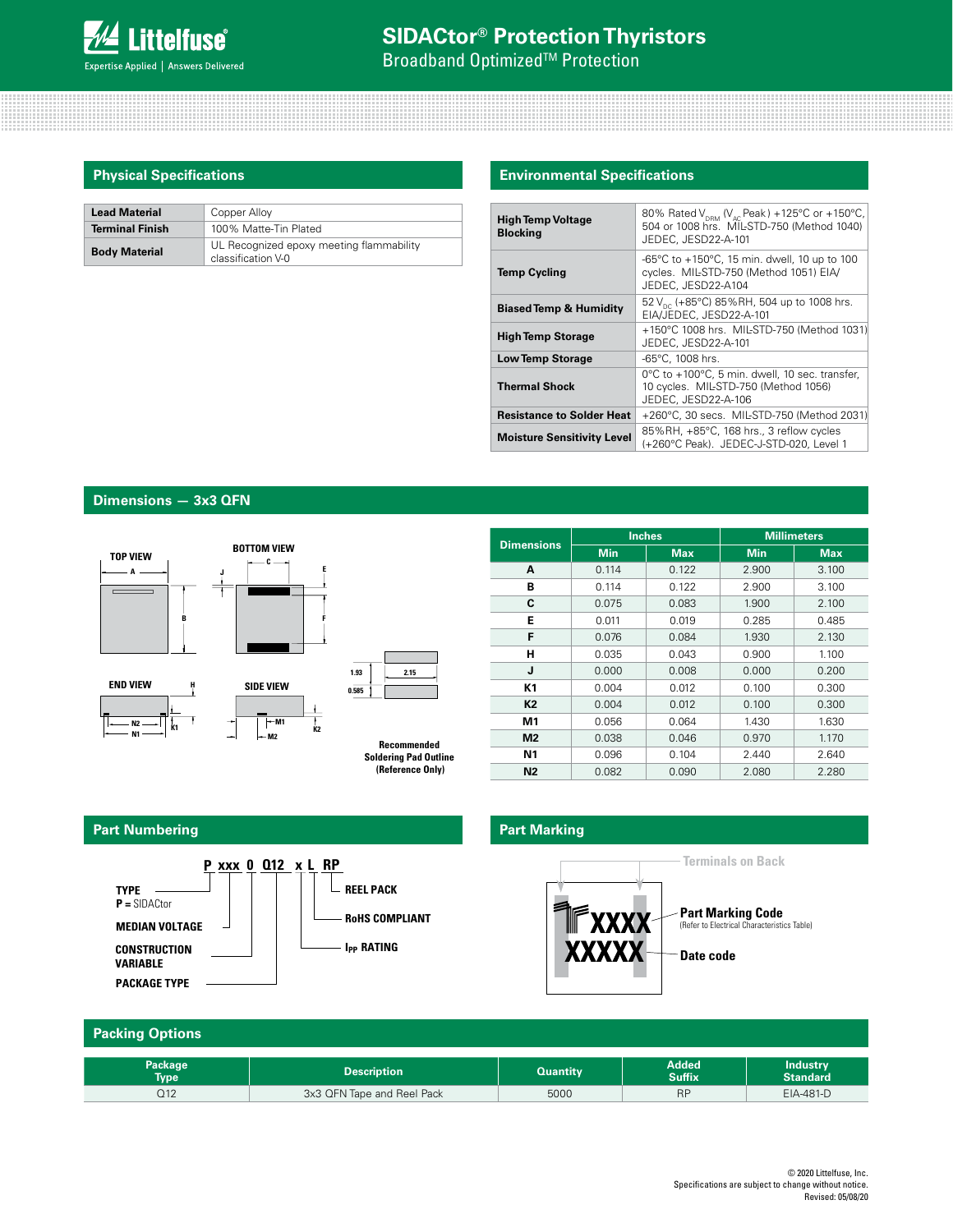## Physical Specifications

| | |
|---|---|
| **Lead Material** | Copper Alloy |
| **Terminal Finish** | 100% Matte-Tin Plated |
| **Body Material** | UL Recognized epoxy meeting flammability classification V-0 |

## Environmental Specifications

| | |
|---|---|
| **High Temp Voltage Blocking** | 80% Rated $V_{DRM}$ ($V_{AC}$ Peak) +125°C or +150°C, 504 or 1008 hrs. MIL-STD-750 (Method 1040) JEDEC, JESD22-A-101 |
| **Temp Cycling** | -65°C to +150°C, 15 min. dwell, 10 up to 100 cycles. MIL-STD-750 (Method 1051) EIA/ JEDEC, JESD22-A104 |
| **Biased Temp & Humidity** | 52 $V_{DC}$ (+85°C) 85%RH, 504 up to 1008 hrs. EIA/JEDEC, JESD22-A-101 |
| **High Temp Storage** | +150°C 1008 hrs. MIL-STD-750 (Method 1031) JEDEC, JESD22-A-101 |
| **Low Temp Storage** | -65°C, 1008 hrs. |
| **Thermal Shock** | 0°C to +100°C, 5 min. dwell, 10 sec. transfer, 10 cycles. MIL-STD-750 (Method 1056) JEDEC, JESD22-A-106 |
| **Resistance to Solder Heat** | +260°C, 30 secs. MIL-STD-750 (Method 2031) |
| **Moisture Sensitivity Level** | 85%RH, +85°C, 168 hrs., 3 reflow cycles (+260°C Peak). JEDEC-J-STD-020, Level 1 |

## Dimensions — 3x3 QFN

TOP VIEW, BOTTOM VIEW, END VIEW, SIDE VIEW

Recommended Soldering Pad Outline (Reference Only): 1.93, 2.15, 0.585

| Dimensions | Inches | | Millimeters | |
|---|---|---|---|---|
| | Min | Max | Min | Max |
| A | 0.114 | 0.122 | 2.900 | 3.100 |
| B | 0.114 | 0.122 | 2.900 | 3.100 |
| C | 0.075 | 0.083 | 1.900 | 2.100 |
| E | 0.011 | 0.019 | 0.285 | 0.485 |
| F | 0.076 | 0.084 | 1.930 | 2.130 |
| H | 0.035 | 0.043 | 0.900 | 1.100 |
| J | 0.000 | 0.008 | 0.000 | 0.200 |
| K1 | 0.004 | 0.012 | 0.100 | 0.300 |
| K2 | 0.004 | 0.012 | 0.100 | 0.300 |
| M1 | 0.056 | 0.064 | 1.430 | 1.630 |
| M2 | 0.038 | 0.046 | 0.970 | 1.170 |
| N1 | 0.096 | 0.104 | 2.440 | 2.640 |
| N2 | 0.082 | 0.090 | 2.080 | 2.280 |

## Part Numbering

**P xxx 0 Q12 x L RP**

- **TYPE** — **P** = SIDACtor
- **MEDIAN VOLTAGE**
- **CONSTRUCTION VARIABLE**
- **PACKAGE TYPE**
- **$I_{PP}$ RATING**
- **RoHS COMPLIANT**
- **REEL PACK**

## Part Marking

Terminals on Back

XXXX — **Part Marking Code** (Refer to Electrical Characteristics Table)

XXXXX — **Date code**

## Packing Options

| Package Type | Description | Quantity | Added Suffix | Industry Standard |
|---|---|---|---|---|
| Q12 | 3x3 QFN Tape and Reel Pack | 5000 | RP | EIA-481-D |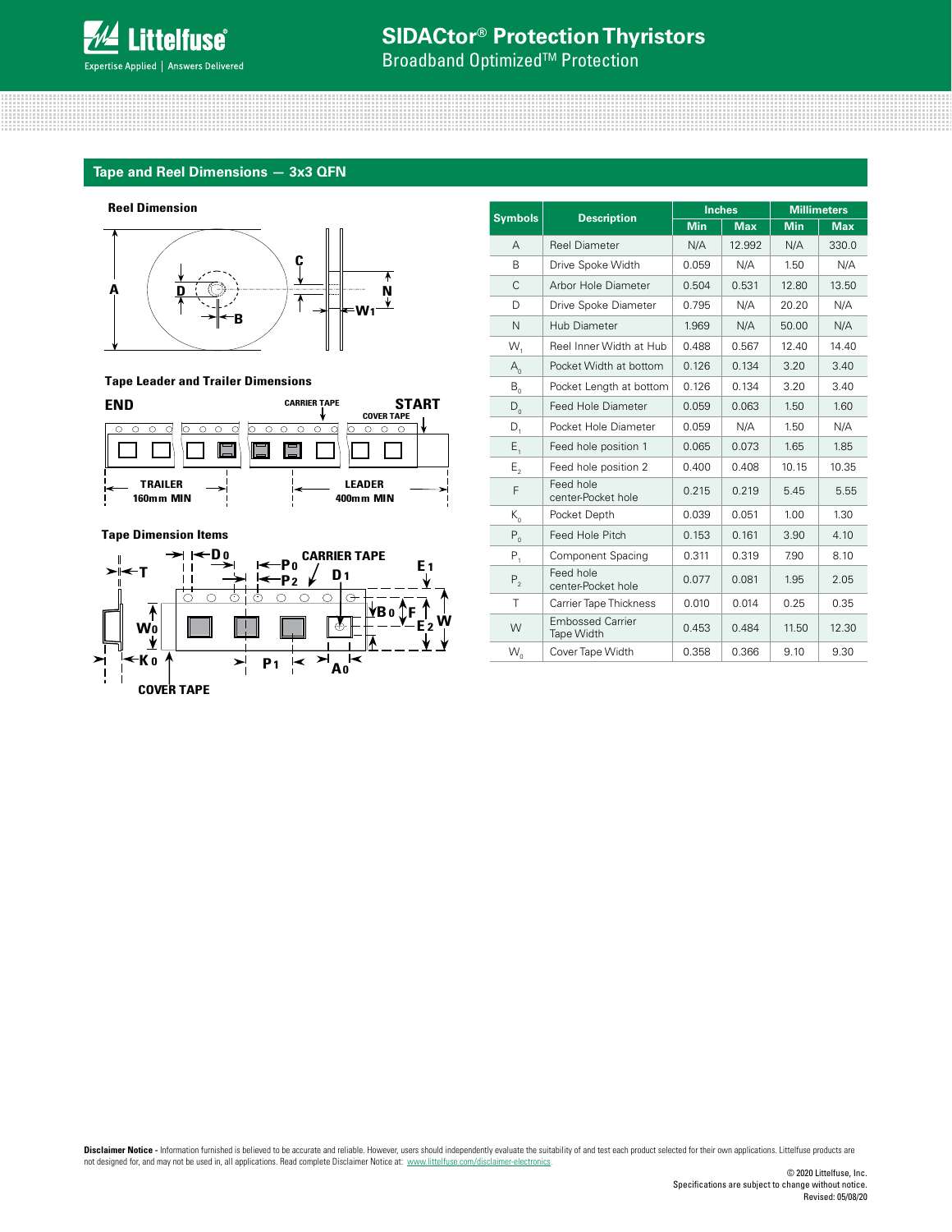## Tape and Reel Dimensions — 3x3 QFN

**Reel Dimension**

A
D
C
N
B
W1

**Tape Leader and Trailer Dimensions**

END
CARRIER TAPE
START
COVER TAPE
TRAILER
160mm MIN
LEADER
400mm MIN

**Tape Dimension Items**

T
D0
P0
P2
CARRIER TAPE
D1
E1
W0
B0
F
E2
W
K0
P1
A0
COVER TAPE

| Symbols | Description | Inches | | Millimeters | |
|---|---|---|---|---|---|
| | | Min | Max | Min | Max |
| A | Reel Diameter | N/A | 12.992 | N/A | 330.0 |
| B | Drive Spoke Width | 0.059 | N/A | 1.50 | N/A |
| C | Arbor Hole Diameter | 0.504 | 0.531 | 12.80 | 13.50 |
| D | Drive Spoke Diameter | 0.795 | N/A | 20.20 | N/A |
| N | Hub Diameter | 1.969 | N/A | 50.00 | N/A |
| $W_1$ | Reel Inner Width at Hub | 0.488 | 0.567 | 12.40 | 14.40 |
| $A_0$ | Pocket Width at bottom | 0.126 | 0.134 | 3.20 | 3.40 |
| $B_0$ | Pocket Length at bottom | 0.126 | 0.134 | 3.20 | 3.40 |
| $D_0$ | Feed Hole Diameter | 0.059 | 0.063 | 1.50 | 1.60 |
| $D_1$ | Pocket Hole Diameter | 0.059 | N/A | 1.50 | N/A |
| $E_1$ | Feed hole position 1 | 0.065 | 0.073 | 1.65 | 1.85 |
| $E_2$ | Feed hole position 2 | 0.400 | 0.408 | 10.15 | 10.35 |
| F | Feed hole center-Pocket hole | 0.215 | 0.219 | 5.45 | 5.55 |
| $K_0$ | Pocket Depth | 0.039 | 0.051 | 1.00 | 1.30 |
| $P_0$ | Feed Hole Pitch | 0.153 | 0.161 | 3.90 | 4.10 |
| $P_1$ | Component Spacing | 0.311 | 0.319 | 7.90 | 8.10 |
| $P_2$ | Feed hole center-Pocket hole | 0.077 | 0.081 | 1.95 | 2.05 |
| T | Carrier Tape Thickness | 0.010 | 0.014 | 0.25 | 0.35 |
| W | Embossed Carrier Tape Width | 0.453 | 0.484 | 11.50 | 12.30 |
| $W_0$ | Cover Tape Width | 0.358 | 0.366 | 9.10 | 9.30 |

**Disclaimer Notice -** Information furnished is believed to be accurate and reliable. However, users should independently evaluate the suitability of and test each product selected for their own applications. Littelfuse products are not designed for, and may not be used in, all applications. Read complete Disclaimer Notice at: www.littelfuse.com/disclaimer-electronics.

© 2020 Littelfuse, Inc.
Specifications are subject to change without notice.
Revised: 05/08/20